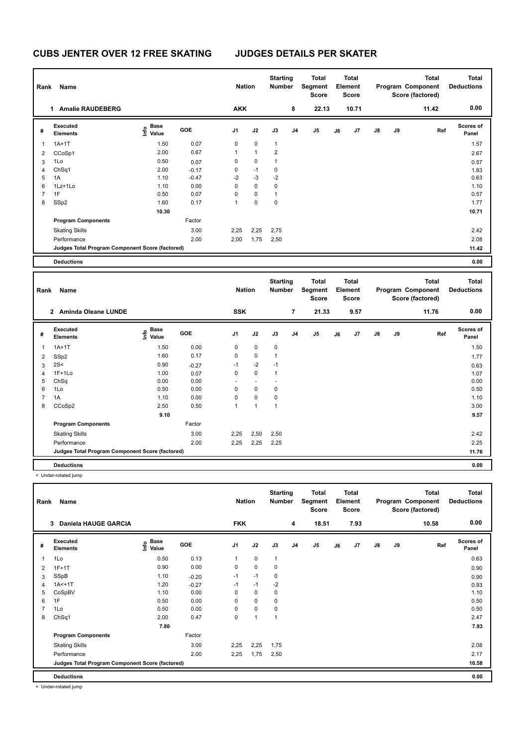# CUBS JENTER OVER 12 FREE SKATING JUDGES DETAILS PER SKATER

| Rank | Name | Nation | Starting Number | Total Segment Score | Total Element Score | Total Program Component Score (factored) | Total Deductions |
|---|---|---|---|---|---|---|---|
| 1 | Amalie RAUDEBERG | AKK | 8 | 22.13 | 10.71 | 11.42 | 0.00 |

| # | Executed Elements | Info | Base Value | GOE | J1 | J2 | J3 | J4 | J5 | J6 | J7 | J8 | J9 | Ref | Scores of Panel |
|---|---|---|---|---|---|---|---|---|---|---|---|---|---|---|---|
| 1 | 1A+1T | | 1.50 | 0.07 | 0 | 0 | 1 | | | | | | | | 1.57 |
| 2 | CCoSp1 | | 2.00 | 0.67 | 1 | 1 | 2 | | | | | | | | 2.67 |
| 3 | 1Lo | | 0.50 | 0.07 | 0 | 0 | 1 | | | | | | | | 0.57 |
| 4 | ChSq1 | | 2.00 | -0.17 | 0 | -1 | 0 | | | | | | | | 1.83 |
| 5 | 1A | | 1.10 | -0.47 | -2 | -3 | -2 | | | | | | | | 0.63 |
| 6 | 1Lz+1Lo | | 1.10 | 0.00 | 0 | 0 | 0 | | | | | | | | 1.10 |
| 7 | 1F | | 0.50 | 0.07 | 0 | 0 | 1 | | | | | | | | 0.57 |
| 8 | SSp2 | | 1.60 | 0.17 | 1 | 0 | 0 | | | | | | | | 1.77 |
| | | | 10.30 | | | | | | | | | | | | 10.71 |

| Program Components | Factor | J1 | J2 | J3 | J4 | J5 | J6 | J7 | J8 | J9 | Scores of Panel |
|---|---|---|---|---|---|---|---|---|---|---|---|
| Skating Skills | 3.00 | 2,25 | 2,25 | 2,75 | | | | | | | 2.42 |
| Performance | 2.00 | 2,00 | 1,75 | 2,50 | | | | | | | 2.08 |
| Judges Total Program Component Score (factored) | | | | | | | | | | | 11.42 |
| Deductions | | | | | | | | | | | 0.00 |

| Rank | Name | Nation | Starting Number | Total Segment Score | Total Element Score | Total Program Component Score (factored) | Total Deductions |
|---|---|---|---|---|---|---|---|
| 2 | Aminda Oleane LUNDE | SSK | 7 | 21.33 | 9.57 | 11.76 | 0.00 |

| # | Executed Elements | Info | Base Value | GOE | J1 | J2 | J3 | J4 | J5 | J6 | J7 | J8 | J9 | Ref | Scores of Panel |
|---|---|---|---|---|---|---|---|---|---|---|---|---|---|---|---|
| 1 | 1A+1T | | 1.50 | 0.00 | 0 | 0 | 0 | | | | | | | | 1.50 |
| 2 | SSp2 | | 1.60 | 0.17 | 0 | 0 | 1 | | | | | | | | 1.77 |
| 3 | 2S< | < | 0.90 | -0.27 | -1 | -2 | -1 | | | | | | | | 0.63 |
| 4 | 1F+1Lo | | 1.00 | 0.07 | 0 | 0 | 1 | | | | | | | | 1.07 |
| 5 | ChSq | | 0.00 | 0.00 | - | - | - | | | | | | | | 0.00 |
| 6 | 1Lo | | 0.50 | 0.00 | 0 | 0 | 0 | | | | | | | | 0.50 |
| 7 | 1A | | 1.10 | 0.00 | 0 | 0 | 0 | | | | | | | | 1.10 |
| 8 | CCoSp2 | | 2.50 | 0.50 | 1 | 1 | 1 | | | | | | | | 3.00 |
| | | | 9.10 | | | | | | | | | | | | 9.57 |

| Program Components | Factor | J1 | J2 | J3 | J4 | J5 | J6 | J7 | J8 | J9 | Scores of Panel |
|---|---|---|---|---|---|---|---|---|---|---|---|
| Skating Skills | 3.00 | 2,25 | 2,50 | 2,50 | | | | | | | 2.42 |
| Performance | 2.00 | 2,25 | 2,25 | 2,25 | | | | | | | 2.25 |
| Judges Total Program Component Score (factored) | | | | | | | | | | | 11.76 |
| Deductions | | | | | | | | | | | 0.00 |

< Under-rotated jump

| Rank | Name | Nation | Starting Number | Total Segment Score | Total Element Score | Total Program Component Score (factored) | Total Deductions |
|---|---|---|---|---|---|---|---|
| 3 | Daniela HAUGE GARCIA | FKK | 4 | 18.51 | 7.93 | 10.58 | 0.00 |

| # | Executed Elements | Info | Base Value | GOE | J1 | J2 | J3 | J4 | J5 | J6 | J7 | J8 | J9 | Ref | Scores of Panel |
|---|---|---|---|---|---|---|---|---|---|---|---|---|---|---|---|
| 1 | 1Lo | | 0.50 | 0.13 | 1 | 0 | 1 | | | | | | | | 0.63 |
| 2 | 1F+1T | | 0.90 | 0.00 | 0 | 0 | 0 | | | | | | | | 0.90 |
| 3 | SSpB | | 1.10 | -0.20 | -1 | -1 | 0 | | | | | | | | 0.90 |
| 4 | 1A<+1T | < | 1.20 | -0.27 | -1 | -1 | -2 | | | | | | | | 0.93 |
| 5 | CoSpBV | | 1.10 | 0.00 | 0 | 0 | 0 | | | | | | | | 1.10 |
| 6 | 1F | | 0.50 | 0.00 | 0 | 0 | 0 | | | | | | | | 0.50 |
| 7 | 1Lo | | 0.50 | 0.00 | 0 | 0 | 0 | | | | | | | | 0.50 |
| 8 | ChSq1 | | 2.00 | 0.47 | 0 | 1 | 1 | | | | | | | | 2.47 |
| | | | 7.80 | | | | | | | | | | | | 7.93 |

| Program Components | Factor | J1 | J2 | J3 | J4 | J5 | J6 | J7 | J8 | J9 | Scores of Panel |
|---|---|---|---|---|---|---|---|---|---|---|---|
| Skating Skills | 3.00 | 2,25 | 2,25 | 1,75 | | | | | | | 2.08 |
| Performance | 2.00 | 2,25 | 1,75 | 2,50 | | | | | | | 2.17 |
| Judges Total Program Component Score (factored) | | | | | | | | | | | 10.58 |
| Deductions | | | | | | | | | | | 0.00 |

< Under-rotated jump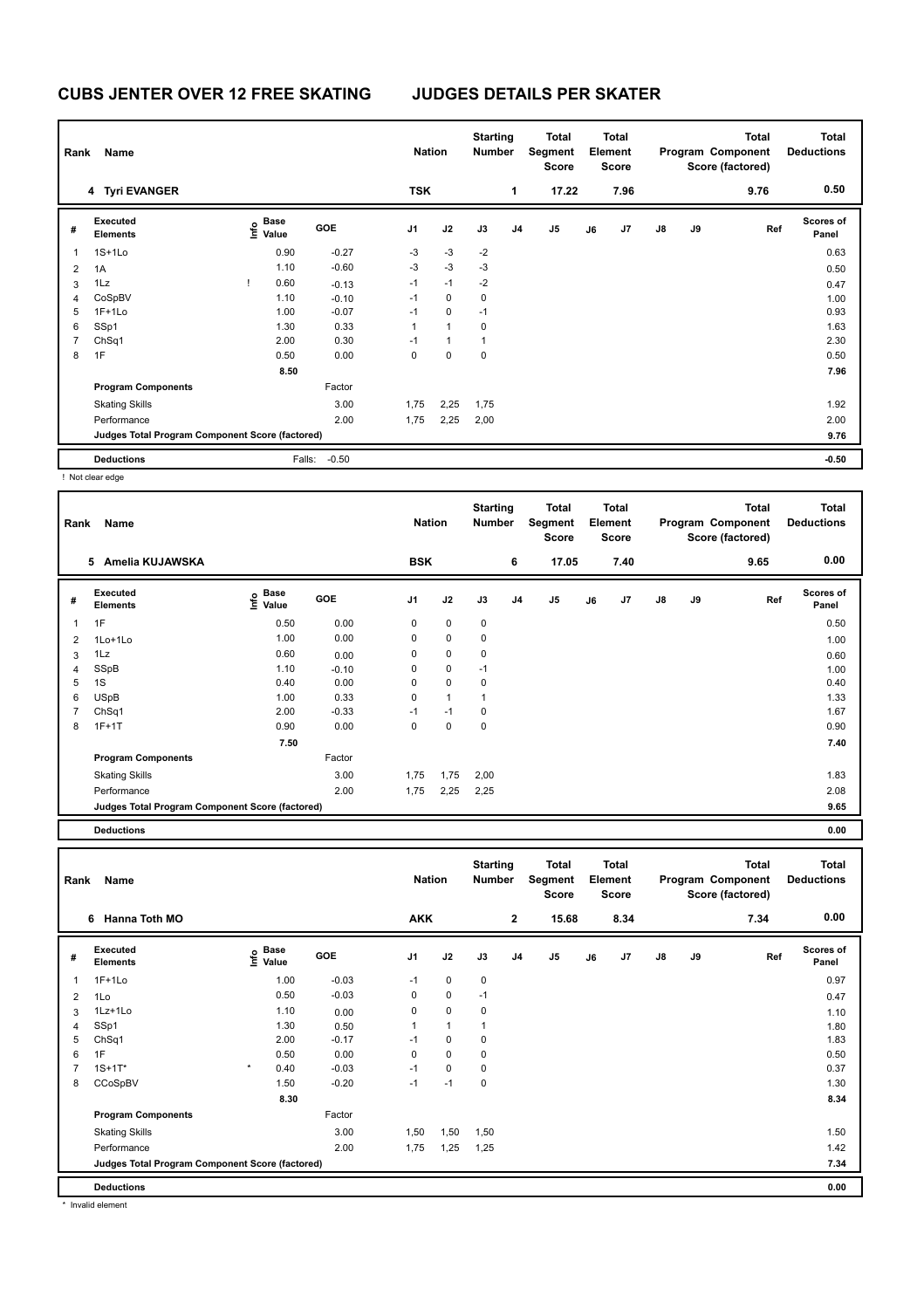# CUBS JENTER OVER 12 FREE SKATING JUDGES DETAILS PER SKATER

| Rank | Name | Nation | Starting Number | Total Segment Score | Total Element Score | Total Program Component Score (factored) | Total Deductions |
|---|---|---|---|---|---|---|---|
| 4 | Tyri EVANGER | TSK | 1 | 17.22 | 7.96 | 9.76 | 0.50 |

| # | Executed Elements | Info | Base Value | GOE | J1 | J2 | J3 | J4 | J5 | J6 | J7 | J8 | J9 | Ref | Scores of Panel |
|---|---|---|---|---|---|---|---|---|---|---|---|---|---|---|---|
| 1 | 1S+1Lo | | 0.90 | -0.27 | -3 | -3 | -2 | | | | | | | | 0.63 |
| 2 | 1A | | 1.10 | -0.60 | -3 | -3 | -3 | | | | | | | | 0.50 |
| 3 | 1Lz | ! | 0.60 | -0.13 | -1 | -1 | -2 | | | | | | | | 0.47 |
| 4 | CoSpBV | | 1.10 | -0.10 | -1 | 0 | 0 | | | | | | | | 1.00 |
| 5 | 1F+1Lo | | 1.00 | -0.07 | -1 | 0 | -1 | | | | | | | | 0.93 |
| 6 | SSp1 | | 1.30 | 0.33 | 1 | 1 | 0 | | | | | | | | 1.63 |
| 7 | ChSq1 | | 2.00 | 0.30 | -1 | 1 | 1 | | | | | | | | 2.30 |
| 8 | 1F | | 0.50 | 0.00 | 0 | 0 | 0 | | | | | | | | 0.50 |
| | | | 8.50 | | | | | | | | | | | | 7.96 |
| | Program Components | | | Factor | | | | | | | | | | | |
| | Skating Skills | | | 3.00 | 1,75 | 2,25 | 1,75 | | | | | | | | 1.92 |
| | Performance | | | 2.00 | 1,75 | 2,25 | 2,00 | | | | | | | | 2.00 |
| | Judges Total Program Component Score (factored) | | | | | | | | | | | | | | 9.76 |
| | Deductions | | Falls: | -0.50 | | | | | | | | | | | -0.50 |

! Not clear edge

| Rank | Name | Nation | Starting Number | Total Segment Score | Total Element Score | Total Program Component Score (factored) | Total Deductions |
|---|---|---|---|---|---|---|---|
| 5 | Amelia KUJAWSKA | BSK | 6 | 17.05 | 7.40 | 9.65 | 0.00 |

| # | Executed Elements | Info | Base Value | GOE | J1 | J2 | J3 | J4 | J5 | J6 | J7 | J8 | J9 | Ref | Scores of Panel |
|---|---|---|---|---|---|---|---|---|---|---|---|---|---|---|---|
| 1 | 1F | | 0.50 | 0.00 | 0 | 0 | 0 | | | | | | | | 0.50 |
| 2 | 1Lo+1Lo | | 1.00 | 0.00 | 0 | 0 | 0 | | | | | | | | 1.00 |
| 3 | 1Lz | | 0.60 | 0.00 | 0 | 0 | 0 | | | | | | | | 0.60 |
| 4 | SSpB | | 1.10 | -0.10 | 0 | 0 | -1 | | | | | | | | 1.00 |
| 5 | 1S | | 0.40 | 0.00 | 0 | 0 | 0 | | | | | | | | 0.40 |
| 6 | USpB | | 1.00 | 0.33 | 0 | 1 | 1 | | | | | | | | 1.33 |
| 7 | ChSq1 | | 2.00 | -0.33 | -1 | -1 | 0 | | | | | | | | 1.67 |
| 8 | 1F+1T | | 0.90 | 0.00 | 0 | 0 | 0 | | | | | | | | 0.90 |
| | | | 7.50 | | | | | | | | | | | | 7.40 |
| | Program Components | | | Factor | | | | | | | | | | | |
| | Skating Skills | | | 3.00 | 1,75 | 1,75 | 2,00 | | | | | | | | 1.83 |
| | Performance | | | 2.00 | 1,75 | 2,25 | 2,25 | | | | | | | | 2.08 |
| | Judges Total Program Component Score (factored) | | | | | | | | | | | | | | 9.65 |
| | Deductions | | | | | | | | | | | | | | 0.00 |

| Rank | Name | Nation | Starting Number | Total Segment Score | Total Element Score | Total Program Component Score (factored) | Total Deductions |
|---|---|---|---|---|---|---|---|
| 6 | Hanna Toth MO | AKK | 2 | 15.68 | 8.34 | 7.34 | 0.00 |

| # | Executed Elements | Info | Base Value | GOE | J1 | J2 | J3 | J4 | J5 | J6 | J7 | J8 | J9 | Ref | Scores of Panel |
|---|---|---|---|---|---|---|---|---|---|---|---|---|---|---|---|
| 1 | 1F+1Lo | | 1.00 | -0.03 | -1 | 0 | 0 | | | | | | | | 0.97 |
| 2 | 1Lo | | 0.50 | -0.03 | 0 | 0 | -1 | | | | | | | | 0.47 |
| 3 | 1Lz+1Lo | | 1.10 | 0.00 | 0 | 0 | 0 | | | | | | | | 1.10 |
| 4 | SSp1 | | 1.30 | 0.50 | 1 | 1 | 1 | | | | | | | | 1.80 |
| 5 | ChSq1 | | 2.00 | -0.17 | -1 | 0 | 0 | | | | | | | | 1.83 |
| 6 | 1F | | 0.50 | 0.00 | 0 | 0 | 0 | | | | | | | | 0.50 |
| 7 | 1S+1T* | * | 0.40 | -0.03 | -1 | 0 | 0 | | | | | | | | 0.37 |
| 8 | CCoSpBV | | 1.50 | -0.20 | -1 | -1 | 0 | | | | | | | | 1.30 |
| | | | 8.30 | | | | | | | | | | | | 8.34 |
| | Program Components | | | Factor | | | | | | | | | | | |
| | Skating Skills | | | 3.00 | 1,50 | 1,50 | 1,50 | | | | | | | | 1.50 |
| | Performance | | | 2.00 | 1,75 | 1,25 | 1,25 | | | | | | | | 1.42 |
| | Judges Total Program Component Score (factored) | | | | | | | | | | | | | | 7.34 |
| | Deductions | | | | | | | | | | | | | | 0.00 |

* Invalid element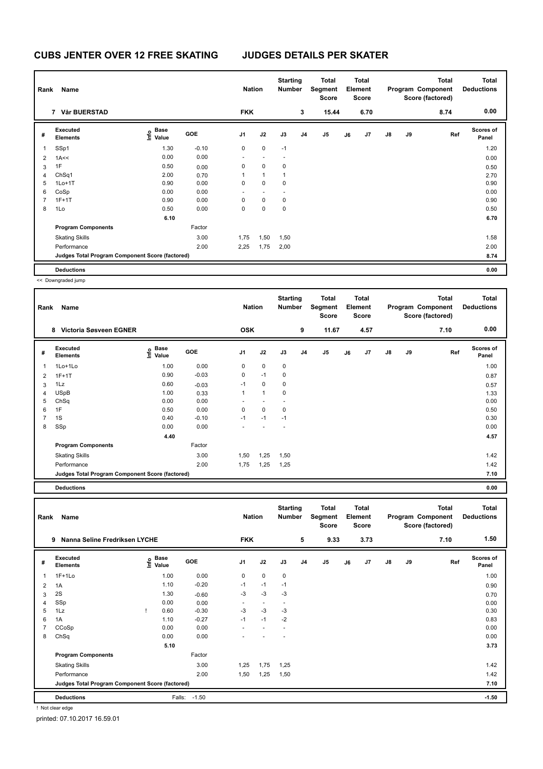# CUBS JENTER OVER 12 FREE SKATING JUDGES DETAILS PER SKATER

| Rank | Name | Nation | Starting Number | Total Segment Score | Total Element Score | Total Program Component Score (factored) | Total Deductions |
|---|---|---|---|---|---|---|---|
| 7 | Vår BUERSTAD | FKK | 3 | 15.44 | 6.70 | 8.74 | 0.00 |

| # | Executed Elements | Info | Base Value | GOE | J1 | J2 | J3 | J4 | J5 | J6 | J7 | J8 | J9 | Ref | Scores of Panel |
|---|---|---|---|---|---|---|---|---|---|---|---|---|---|---|---|
| 1 | SSp1 | | 1.30 | -0.10 | 0 | 0 | -1 | | | | | | | | 1.20 |
| 2 | 1A<< | | 0.00 | 0.00 | - | - | - | | | | | | | | 0.00 |
| 3 | 1F | | 0.50 | 0.00 | 0 | 0 | 0 | | | | | | | | 0.50 |
| 4 | ChSq1 | | 2.00 | 0.70 | 1 | 1 | 1 | | | | | | | | 2.70 |
| 5 | 1Lo+1T | | 0.90 | 0.00 | 0 | 0 | 0 | | | | | | | | 0.90 |
| 6 | CoSp | | 0.00 | 0.00 | - | - | - | | | | | | | | 0.00 |
| 7 | 1F+1T | | 0.90 | 0.00 | 0 | 0 | 0 | | | | | | | | 0.90 |
| 8 | 1Lo | | 0.50 | 0.00 | 0 | 0 | 0 | | | | | | | | 0.50 |
| | | | 6.10 | | | | | | | | | | | | 6.70 |
| | **Program Components** | | | Factor | | | | | | | | | | | |
| | Skating Skills | | | 3.00 | 1,75 | 1,50 | 1,50 | | | | | | | | 1.58 |
| | Performance | | | 2.00 | 2,25 | 1,75 | 2,00 | | | | | | | | 2.00 |
| | **Judges Total Program Component Score (factored)** | | | | | | | | | | | | | | 8.74 |
| | **Deductions** | | | | | | | | | | | | | | 0.00 |

<< Downgraded jump

| Rank | Name | Nation | Starting Number | Total Segment Score | Total Element Score | Total Program Component Score (factored) | Total Deductions |
|---|---|---|---|---|---|---|---|
| 8 | Victoria Søsveen EGNER | OSK | 9 | 11.67 | 4.57 | 7.10 | 0.00 |

| # | Executed Elements | Info | Base Value | GOE | J1 | J2 | J3 | J4 | J5 | J6 | J7 | J8 | J9 | Ref | Scores of Panel |
|---|---|---|---|---|---|---|---|---|---|---|---|---|---|---|---|
| 1 | 1Lo+1Lo | | 1.00 | 0.00 | 0 | 0 | 0 | | | | | | | | 1.00 |
| 2 | 1F+1T | | 0.90 | -0.03 | 0 | -1 | 0 | | | | | | | | 0.87 |
| 3 | 1Lz | | 0.60 | -0.03 | -1 | 0 | 0 | | | | | | | | 0.57 |
| 4 | USpB | | 1.00 | 0.33 | 1 | 1 | 0 | | | | | | | | 1.33 |
| 5 | ChSq | | 0.00 | 0.00 | - | - | - | | | | | | | | 0.00 |
| 6 | 1F | | 0.50 | 0.00 | 0 | 0 | 0 | | | | | | | | 0.50 |
| 7 | 1S | | 0.40 | -0.10 | -1 | -1 | -1 | | | | | | | | 0.30 |
| 8 | SSp | | 0.00 | 0.00 | - | - | - | | | | | | | | 0.00 |
| | | | 4.40 | | | | | | | | | | | | 4.57 |
| | **Program Components** | | | Factor | | | | | | | | | | | |
| | Skating Skills | | | 3.00 | 1,50 | 1,25 | 1,50 | | | | | | | | 1.42 |
| | Performance | | | 2.00 | 1,75 | 1,25 | 1,25 | | | | | | | | 1.42 |
| | **Judges Total Program Component Score (factored)** | | | | | | | | | | | | | | 7.10 |
| | **Deductions** | | | | | | | | | | | | | | 0.00 |

| Rank | Name | Nation | Starting Number | Total Segment Score | Total Element Score | Total Program Component Score (factored) | Total Deductions |
|---|---|---|---|---|---|---|---|
| 9 | Nanna Seline Fredriksen LYCHE | FKK | 5 | 9.33 | 3.73 | 7.10 | 1.50 |

| # | Executed Elements | Info | Base Value | GOE | J1 | J2 | J3 | J4 | J5 | J6 | J7 | J8 | J9 | Ref | Scores of Panel |
|---|---|---|---|---|---|---|---|---|---|---|---|---|---|---|---|
| 1 | 1F+1Lo | | 1.00 | 0.00 | 0 | 0 | 0 | | | | | | | | 1.00 |
| 2 | 1A | | 1.10 | -0.20 | -1 | -1 | -1 | | | | | | | | 0.90 |
| 3 | 2S | | 1.30 | -0.60 | -3 | -3 | -3 | | | | | | | | 0.70 |
| 4 | SSp | | 0.00 | 0.00 | - | - | - | | | | | | | | 0.00 |
| 5 | 1Lz | ! | 0.60 | -0.30 | -3 | -3 | -3 | | | | | | | | 0.30 |
| 6 | 1A | | 1.10 | -0.27 | -1 | -1 | -2 | | | | | | | | 0.83 |
| 7 | CCoSp | | 0.00 | 0.00 | - | - | - | | | | | | | | 0.00 |
| 8 | ChSq | | 0.00 | 0.00 | - | - | - | | | | | | | | 0.00 |
| | | | 5.10 | | | | | | | | | | | | 3.73 |
| | **Program Components** | | | Factor | | | | | | | | | | | |
| | Skating Skills | | | 3.00 | 1,25 | 1,75 | 1,25 | | | | | | | | 1.42 |
| | Performance | | | 2.00 | 1,50 | 1,25 | 1,50 | | | | | | | | 1.42 |
| | **Judges Total Program Component Score (factored)** | | | | | | | | | | | | | | 7.10 |
| | **Deductions** | | Falls: | -1.50 | | | | | | | | | | | -1.50 |

! Not clear edge

printed: 07.10.2017 16.59.01